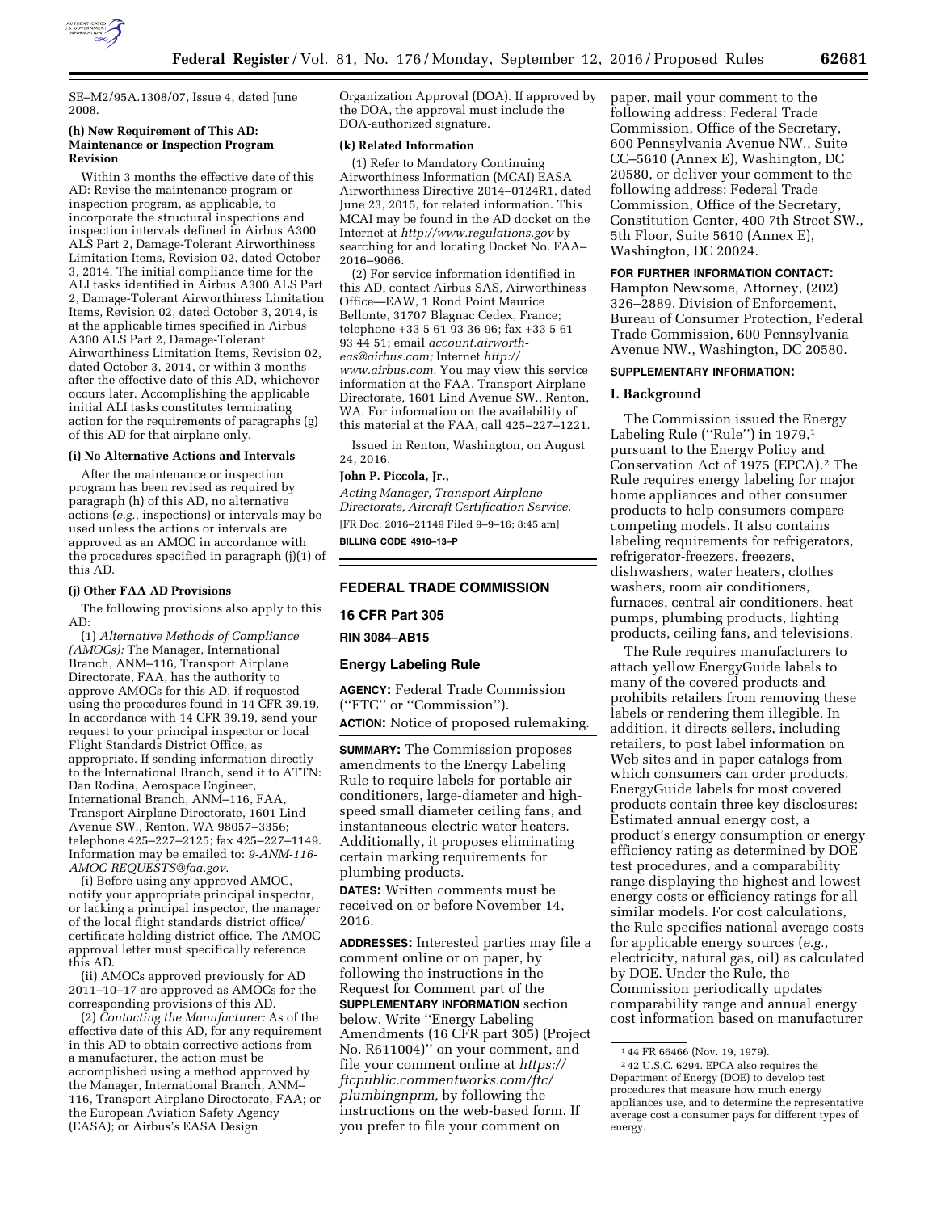SE–M2/95A.1308/07, Issue 4, dated June 2008.

**(h) New Requirement of This AD: Maintenance or Inspection Program Revision**

Within 3 months the effective date of this AD: Revise the maintenance program or inspection program, as applicable, to incorporate the structural inspections and inspection intervals defined in Airbus A300 ALS Part 2, Damage-Tolerant Airworthiness Limitation Items, Revision 02, dated October 3, 2014. The initial compliance time for the ALI tasks identified in Airbus A300 ALS Part 2, Damage-Tolerant Airworthiness Limitation Items, Revision 02, dated October 3, 2014, is at the applicable times specified in Airbus A300 ALS Part 2, Damage-Tolerant Airworthiness Limitation Items, Revision 02, dated October 3, 2014, or within 3 months after the effective date of this AD, whichever occurs later. Accomplishing the applicable initial ALI tasks constitutes terminating action for the requirements of paragraphs (g) of this AD for that airplane only.

**(i) No Alternative Actions and Intervals**

After the maintenance or inspection program has been revised as required by paragraph (h) of this AD, no alternative actions (*e.g.,* inspections) or intervals may be used unless the actions or intervals are approved as an AMOC in accordance with the procedures specified in paragraph (j)(1) of this AD.

**(j) Other FAA AD Provisions**

The following provisions also apply to this AD:

(1) *Alternative Methods of Compliance (AMOCs):* The Manager, International Branch, ANM–116, Transport Airplane Directorate, FAA, has the authority to approve AMOCs for this AD, if requested using the procedures found in 14 CFR 39.19. In accordance with 14 CFR 39.19, send your request to your principal inspector or local Flight Standards District Office, as appropriate. If sending information directly to the International Branch, send it to ATTN: Dan Rodina, Aerospace Engineer, International Branch, ANM–116, FAA, Transport Airplane Directorate, 1601 Lind Avenue SW., Renton, WA 98057–3356; telephone 425–227–2125; fax 425–227–1149. Information may be emailed to: *9-ANM-116-AMOC-REQUESTS@faa.gov.*

(i) Before using any approved AMOC, notify your appropriate principal inspector, or lacking a principal inspector, the manager of the local flight standards district office/certificate holding district office. The AMOC approval letter must specifically reference this AD.

(ii) AMOCs approved previously for AD 2011–10–17 are approved as AMOCs for the corresponding provisions of this AD.

(2) *Contacting the Manufacturer:* As of the effective date of this AD, for any requirement in this AD to obtain corrective actions from a manufacturer, the action must be accomplished using a method approved by the Manager, International Branch, ANM–116, Transport Airplane Directorate, FAA; or the European Aviation Safety Agency (EASA); or Airbus's EASA Design Organization Approval (DOA). If approved by the DOA, the approval must include the DOA-authorized signature.

**(k) Related Information**

(1) Refer to Mandatory Continuing Airworthiness Information (MCAI) EASA Airworthiness Directive 2014–0124R1, dated June 23, 2015, for related information. This MCAI may be found in the AD docket on the Internet at *http://www.regulations.gov* by searching for and locating Docket No. FAA–2016–9066.

(2) For service information identified in this AD, contact Airbus SAS, Airworthiness Office—EAW, 1 Rond Point Maurice Bellonte, 31707 Blagnac Cedex, France; telephone +33 5 61 93 36 96; fax +33 5 61 93 44 51; email *account.airworth-eas@airbus.com;* Internet *http://www.airbus.com.* You may view this service information at the FAA, Transport Airplane Directorate, 1601 Lind Avenue SW., Renton, WA. For information on the availability of this material at the FAA, call 425–227–1221.

Issued in Renton, Washington, on August 24, 2016.

**John P. Piccola, Jr.,**

*Acting Manager, Transport Airplane Directorate, Aircraft Certification Service.*

[FR Doc. 2016–21149 Filed 9–9–16; 8:45 am]

**BILLING CODE 4910–13–P**

## FEDERAL TRADE COMMISSION

### 16 CFR Part 305

### RIN 3084–AB15

### Energy Labeling Rule

**AGENCY:** Federal Trade Commission (''FTC'' or ''Commission'').

**ACTION:** Notice of proposed rulemaking.

**SUMMARY:** The Commission proposes amendments to the Energy Labeling Rule to require labels for portable air conditioners, large-diameter and high-speed small diameter ceiling fans, and instantaneous electric water heaters. Additionally, it proposes eliminating certain marking requirements for plumbing products.

**DATES:** Written comments must be received on or before November 14, 2016.

**ADDRESSES:** Interested parties may file a comment online or on paper, by following the instructions in the Request for Comment part of the **SUPPLEMENTARY INFORMATION** section below. Write ''Energy Labeling Amendments (16 CFR part 305) (Project No. R611004)'' on your comment, and file your comment online at *https://ftcpublic.commentworks.com/ftc/plumbingnprm,* by following the instructions on the web-based form. If you prefer to file your comment on paper, mail your comment to the following address: Federal Trade Commission, Office of the Secretary, 600 Pennsylvania Avenue NW., Suite CC–5610 (Annex E), Washington, DC 20580, or deliver your comment to the following address: Federal Trade Commission, Office of the Secretary, Constitution Center, 400 7th Street SW., 5th Floor, Suite 5610 (Annex E), Washington, DC 20024.

**FOR FURTHER INFORMATION CONTACT:** Hampton Newsome, Attorney, (202) 326–2889, Division of Enforcement, Bureau of Consumer Protection, Federal Trade Commission, 600 Pennsylvania Avenue NW., Washington, DC 20580.

**SUPPLEMENTARY INFORMATION:**

### I. Background

The Commission issued the Energy Labeling Rule (''Rule'') in 1979,[1] pursuant to the Energy Policy and Conservation Act of 1975 (EPCA).[2] The Rule requires energy labeling for major home appliances and other consumer products to help consumers compare competing models. It also contains labeling requirements for refrigerators, refrigerator-freezers, freezers, dishwashers, water heaters, clothes washers, room air conditioners, furnaces, central air conditioners, heat pumps, plumbing products, lighting products, ceiling fans, and televisions.

The Rule requires manufacturers to attach yellow EnergyGuide labels to many of the covered products and prohibits retailers from removing these labels or rendering them illegible. In addition, it directs sellers, including retailers, to post label information on Web sites and in paper catalogs from which consumers can order products. EnergyGuide labels for most covered products contain three key disclosures: Estimated annual energy cost, a product's energy consumption or energy efficiency rating as determined by DOE test procedures, and a comparability range displaying the highest and lowest energy costs or efficiency ratings for all similar models. For cost calculations, the Rule specifies national average costs for applicable energy sources (*e.g.,* electricity, natural gas, oil) as calculated by DOE. Under the Rule, the Commission periodically updates comparability range and annual energy cost information based on manufacturer

[1] 44 FR 66466 (Nov. 19, 1979).

[2] 42 U.S.C. 6294. EPCA also requires the Department of Energy (DOE) to develop test procedures that measure how much energy appliances use, and to determine the representative average cost a consumer pays for different types of energy.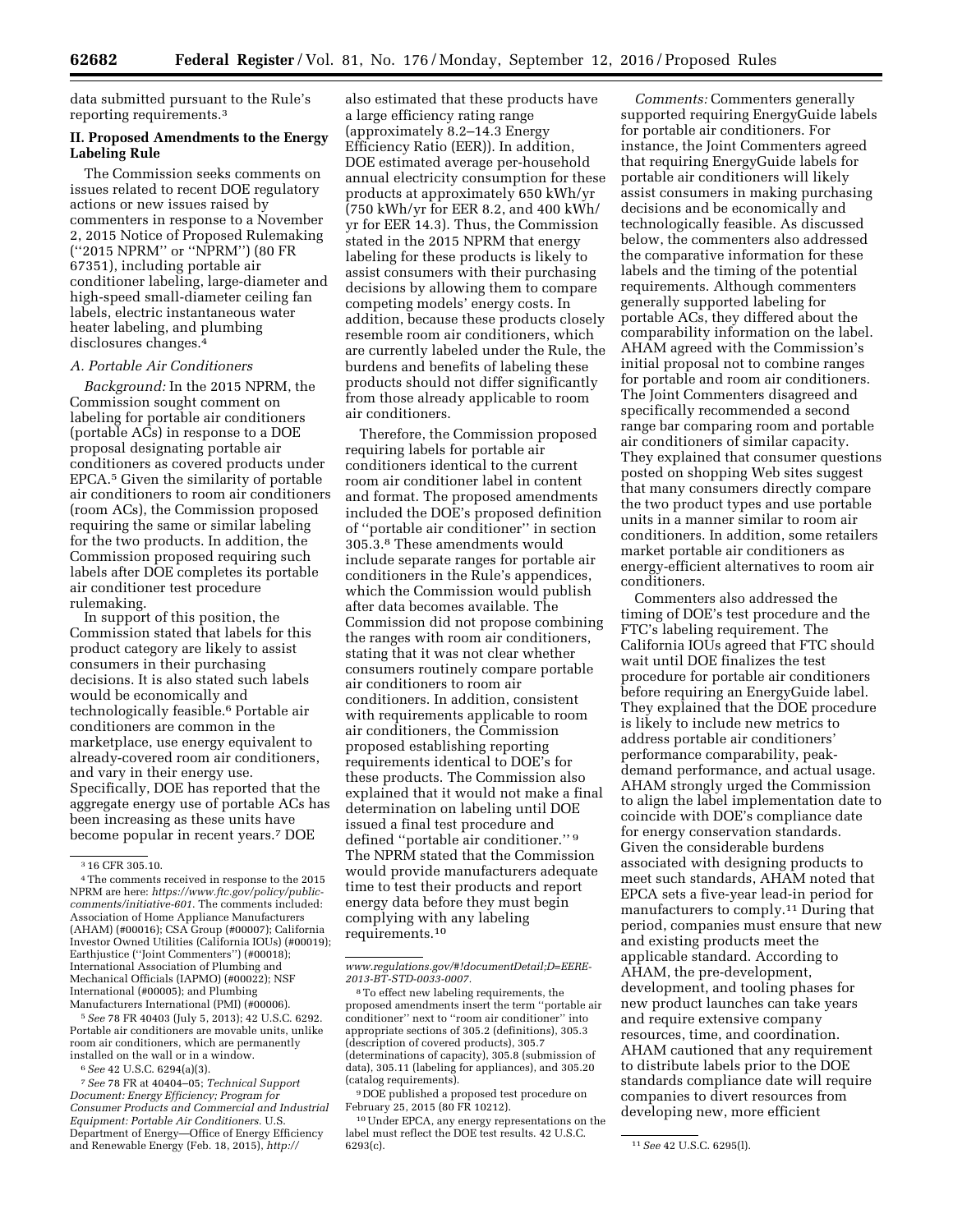data submitted pursuant to the Rule's reporting requirements.[3]

## II. Proposed Amendments to the Energy Labeling Rule

The Commission seeks comments on issues related to recent DOE regulatory actions or new issues raised by commenters in response to a November 2, 2015 Notice of Proposed Rulemaking (''2015 NPRM'' or ''NPRM'') (80 FR 67351), including portable air conditioner labeling, large-diameter and high-speed small-diameter ceiling fan labels, electric instantaneous water heater labeling, and plumbing disclosures changes.[4]

### A. Portable Air Conditioners

*Background:* In the 2015 NPRM, the Commission sought comment on labeling for portable air conditioners (portable ACs) in response to a DOE proposal designating portable air conditioners as covered products under EPCA.[5] Given the similarity of portable air conditioners to room air conditioners (room ACs), the Commission proposed requiring the same or similar labeling for the two products. In addition, the Commission proposed requiring such labels after DOE completes its portable air conditioner test procedure rulemaking.

In support of this position, the Commission stated that labels for this product category are likely to assist consumers in their purchasing decisions. It is also stated such labels would be economically and technologically feasible.[6] Portable air conditioners are common in the marketplace, use energy equivalent to already-covered room air conditioners, and vary in their energy use. Specifically, DOE has reported that the aggregate energy use of portable ACs has been increasing as these units have become popular in recent years.[7] DOE also estimated that these products have a large efficiency rating range (approximately 8.2–14.3 Energy Efficiency Ratio (EER)). In addition, DOE estimated average per-household annual electricity consumption for these products at approximately 650 kWh/yr (750 kWh/yr for EER 8.2, and 400 kWh/yr for EER 14.3). Thus, the Commission stated in the 2015 NPRM that energy labeling for these products is likely to assist consumers with their purchasing decisions by allowing them to compare competing models' energy costs. In addition, because these products closely resemble room air conditioners, which are currently labeled under the Rule, the burdens and benefits of labeling these products should not differ significantly from those already applicable to room air conditioners.

Therefore, the Commission proposed requiring labels for portable air conditioners identical to the current room air conditioner label in content and format. The proposed amendments included the DOE's proposed definition of ''portable air conditioner'' in section 305.3.[8] These amendments would include separate ranges for portable air conditioners in the Rule's appendices, which the Commission would publish after data becomes available. The Commission did not propose combining the ranges with room air conditioners, stating that it was not clear whether consumers routinely compare portable air conditioners to room air conditioners. In addition, consistent with requirements applicable to room air conditioners, the Commission proposed establishing reporting requirements identical to DOE's for these products. The Commission also explained that it would not make a final determination on labeling until DOE issued a final test procedure and defined ''portable air conditioner.''[9] The NPRM stated that the Commission would provide manufacturers adequate time to test their products and report energy data before they must begin complying with any labeling requirements.[10]

*Comments:* Commenters generally supported requiring EnergyGuide labels for portable air conditioners. For instance, the Joint Commenters agreed that requiring EnergyGuide labels for portable air conditioners will likely assist consumers in making purchasing decisions and be economically and technologically feasible. As discussed below, the commenters also addressed the comparative information for these labels and the timing of the potential requirements. Although commenters generally supported labeling for portable ACs, they differed about the comparability information on the label. AHAM agreed with the Commission's initial proposal not to combine ranges for portable and room air conditioners. The Joint Commenters disagreed and specifically recommended a second range bar comparing room and portable air conditioners of similar capacity. They explained that consumer questions posted on shopping Web sites suggest that many consumers directly compare the two product types and use portable units in a manner similar to room air conditioners. In addition, some retailers market portable air conditioners as energy-efficient alternatives to room air conditioners.

Commenters also addressed the timing of DOE's test procedure and the FTC's labeling requirement. The California IOUs agreed that FTC should wait until DOE finalizes the test procedure for portable air conditioners before requiring an EnergyGuide label. They explained that the DOE procedure is likely to include new metrics to address portable air conditioners' performance comparability, peak-demand performance, and actual usage. AHAM strongly urged the Commission to align the label implementation date to coincide with DOE's compliance date for energy conservation standards. Given the considerable burdens associated with designing products to meet such standards, AHAM noted that EPCA sets a five-year lead-in period for manufacturers to comply.[11] During that period, companies must ensure that new and existing products meet the applicable standard. According to AHAM, the pre-development, development, and tooling phases for new product launches can take years and require extensive company resources, time, and coordination. AHAM cautioned that any requirement to distribute labels prior to the DOE standards compliance date will require companies to divert resources from developing new, more efficient

---

[3] 16 CFR 305.10.

[4] The comments received in response to the 2015 NPRM are here: *https://www.ftc.gov/policy/public-comments/initiative-601.* The comments included: Association of Home Appliance Manufacturers (AHAM) (#00016); CSA Group (#00007); California Investor Owned Utilities (California IOUs) (#00019); Earthjustice (''Joint Commenters'') (#00018); International Association of Plumbing and Mechanical Officials (IAPMO) (#00022); NSF International (#00005); and Plumbing Manufacturers International (PMI) (#00006).

[5] *See* 78 FR 40403 (July 5, 2013); 42 U.S.C. 6292. Portable air conditioners are movable units, unlike room air conditioners, which are permanently installed on the wall or in a window.

[6] *See* 42 U.S.C. 6294(a)(3).

[7] *See* 78 FR at 40404–05; *Technical Support Document: Energy Efficiency; Program for Consumer Products and Commercial and Industrial Equipment: Portable Air Conditioners.* U.S. Department of Energy—Office of Energy Efficiency and Renewable Energy (Feb. 18, 2015), *http://www.regulations.gov/#!documentDetail;D=EERE-2013-BT-STD-0033-0007.*

[8] To effect new labeling requirements, the proposed amendments insert the term ''portable air conditioner'' next to ''room air conditioner'' into appropriate sections of 305.2 (definitions), 305.3 (description of covered products), 305.7 (determinations of capacity), 305.8 (submission of data), 305.11 (labeling for appliances), and 305.20 (catalog requirements).

[9] DOE published a proposed test procedure on February 25, 2015 (80 FR 10212).

[10] Under EPCA, any energy representations on the label must reflect the DOE test results. 42 U.S.C. 6293(c).

[11] *See* 42 U.S.C. 6295(l).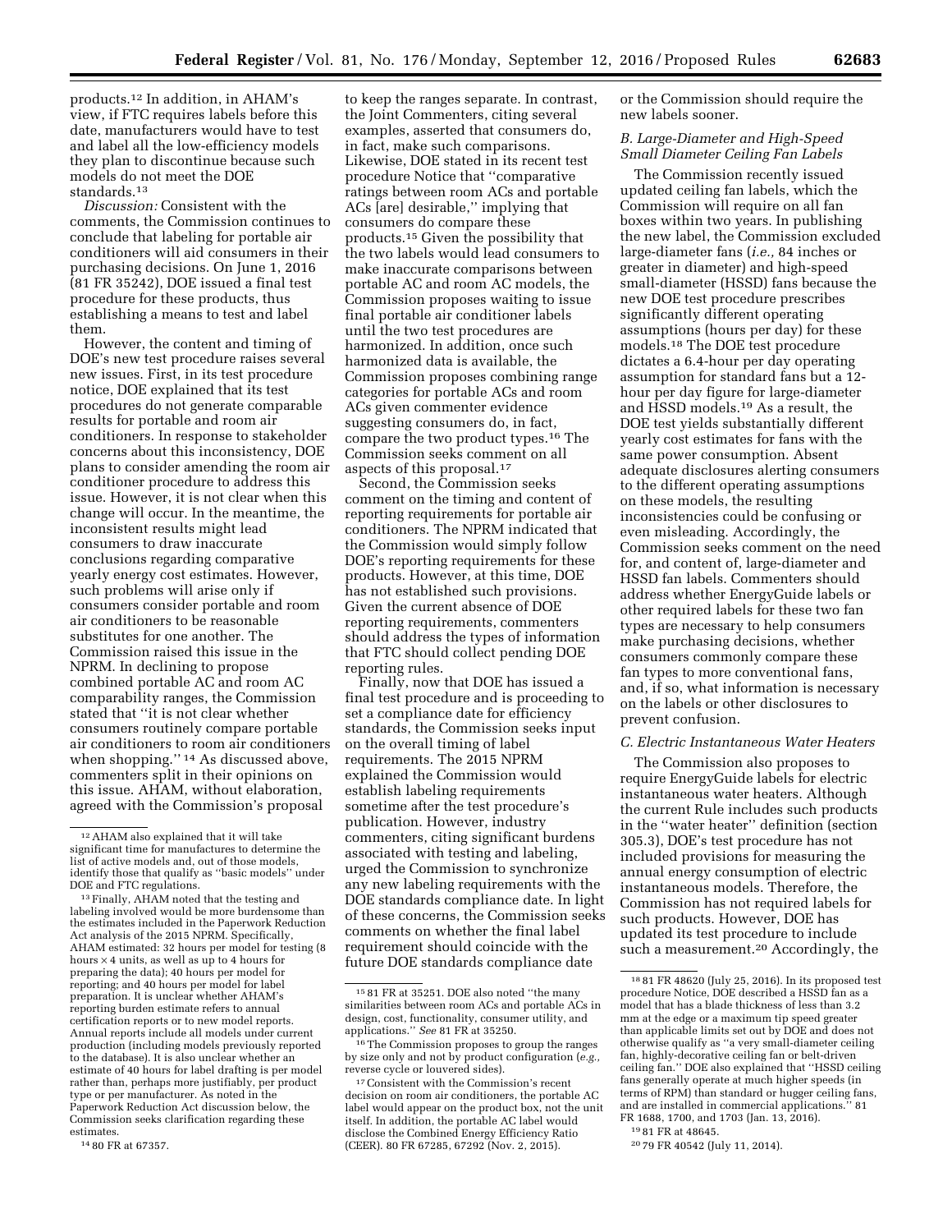products.[12] In addition, in AHAM's view, if FTC requires labels before this date, manufacturers would have to test and label all the low-efficiency models they plan to discontinue because such models do not meet the DOE standards.[13]

*Discussion:* Consistent with the comments, the Commission continues to conclude that labeling for portable air conditioners will aid consumers in their purchasing decisions. On June 1, 2016 (81 FR 35242), DOE issued a final test procedure for these products, thus establishing a means to test and label them.

However, the content and timing of DOE's new test procedure raises several new issues. First, in its test procedure notice, DOE explained that its test procedures do not generate comparable results for portable and room air conditioners. In response to stakeholder concerns about this inconsistency, DOE plans to consider amending the room air conditioner procedure to address this issue. However, it is not clear when this change will occur. In the meantime, the inconsistent results might lead consumers to draw inaccurate conclusions regarding comparative yearly energy cost estimates. However, such problems will arise only if consumers consider portable and room air conditioners to be reasonable substitutes for one another. The Commission raised this issue in the NPRM. In declining to propose combined portable AC and room AC comparability ranges, the Commission stated that ''it is not clear whether consumers routinely compare portable air conditioners to room air conditioners when shopping.'' [14] As discussed above, commenters split in their opinions on this issue. AHAM, without elaboration, agreed with the Commission's proposal to keep the ranges separate. In contrast, the Joint Commenters, citing several examples, asserted that consumers do, in fact, make such comparisons. Likewise, DOE stated in its recent test procedure Notice that ''comparative ratings between room ACs and portable ACs [are] desirable,'' implying that consumers do compare these products.[15] Given the possibility that the two labels would lead consumers to make inaccurate comparisons between portable AC and room AC models, the Commission proposes waiting to issue final portable air conditioner labels until the two test procedures are harmonized. In addition, once such harmonized data is available, the Commission proposes combining range categories for portable ACs and room ACs given commenter evidence suggesting consumers do, in fact, compare the two product types.[16] The Commission seeks comment on all aspects of this proposal.[17]

Second, the Commission seeks comment on the timing and content of reporting requirements for portable air conditioners. The NPRM indicated that the Commission would simply follow DOE's reporting requirements for these products. However, at this time, DOE has not established such provisions. Given the current absence of DOE reporting requirements, commenters should address the types of information that FTC should collect pending DOE reporting rules.

Finally, now that DOE has issued a final test procedure and is proceeding to set a compliance date for efficiency standards, the Commission seeks input on the overall timing of label requirements. The 2015 NPRM explained the Commission would establish labeling requirements sometime after the test procedure's publication. However, industry commenters, citing significant burdens associated with testing and labeling, urged the Commission to synchronize any new labeling requirements with the DOE standards compliance date. In light of these concerns, the Commission seeks comments on whether the final label requirement should coincide with the future DOE standards compliance date or the Commission should require the new labels sooner.

### B. Large-Diameter and High-Speed Small Diameter Ceiling Fan Labels

The Commission recently issued updated ceiling fan labels, which the Commission will require on all fan boxes within two years. In publishing the new label, the Commission excluded large-diameter fans (*i.e.,* 84 inches or greater in diameter) and high-speed small-diameter (HSSD) fans because the new DOE test procedure prescribes significantly different operating assumptions (hours per day) for these models.[18] The DOE test procedure dictates a 6.4-hour per day operating assumption for standard fans but a 12-hour per day figure for large-diameter and HSSD models.[19] As a result, the DOE test yields substantially different yearly cost estimates for fans with the same power consumption. Absent adequate disclosures alerting consumers to the different operating assumptions on these models, the resulting inconsistencies could be confusing or even misleading. Accordingly, the Commission seeks comment on the need for, and content of, large-diameter and HSSD fan labels. Commenters should address whether EnergyGuide labels or other required labels for these two fan types are necessary to help consumers make purchasing decisions, whether consumers commonly compare these fan types to more conventional fans, and, if so, what information is necessary on the labels or other disclosures to prevent confusion.

### C. Electric Instantaneous Water Heaters

The Commission also proposes to require EnergyGuide labels for electric instantaneous water heaters. Although the current Rule includes such products in the ''water heater'' definition (section 305.3), DOE's test procedure has not included provisions for measuring the annual energy consumption of electric instantaneous models. Therefore, the Commission has not required labels for such products. However, DOE has updated its test procedure to include such a measurement.[20] Accordingly, the

---

[12] AHAM also explained that it will take significant time for manufactures to determine the list of active models and, out of those models, identify those that qualify as ''basic models'' under DOE and FTC regulations.

[13] Finally, AHAM noted that the testing and labeling involved would be more burdensome than the estimates included in the Paperwork Reduction Act analysis of the 2015 NPRM. Specifically, AHAM estimated: 32 hours per model for testing (8 hours × 4 units, as well as up to 4 hours for preparing the data); 40 hours per model for reporting; and 40 hours per model for label preparation. It is unclear whether AHAM's reporting burden estimate refers to annual certification reports or to new model reports. Annual reports include all models under current production (including models previously reported to the database). It is also unclear whether an estimate of 40 hours for label drafting is per model rather than, perhaps more justifiably, per product type or per manufacturer. As noted in the Paperwork Reduction Act discussion below, the Commission seeks clarification regarding these estimates.

[14] 80 FR at 67357.

[15] 81 FR at 35251. DOE also noted ''the many similarities between room ACs and portable ACs in design, cost, functionality, consumer utility, and applications.'' *See* 81 FR at 35250.

[16] The Commission proposes to group the ranges by size only and not by product configuration (*e.g.,* reverse cycle or louvered sides).

[17] Consistent with the Commission's recent decision on room air conditioners, the portable AC label would appear on the product box, not the unit itself. In addition, the portable AC label would disclose the Combined Energy Efficiency Ratio (CEER). 80 FR 67285, 67292 (Nov. 2, 2015).

[18] 81 FR 48620 (July 25, 2016). In its proposed test procedure Notice, DOE described a HSSD fan as a model that has a blade thickness of less than 3.2 mm at the edge or a maximum tip speed greater than applicable limits set out by DOE and does not otherwise qualify as ''a very small-diameter ceiling fan, highly-decorative ceiling fan or belt-driven ceiling fan.'' DOE also explained that ''HSSD ceiling fans generally operate at much higher speeds (in terms of RPM) than standard or hugger ceiling fans, and are installed in commercial applications.'' 81 FR 1688, 1700, and 1703 (Jan. 13, 2016).

[19] 81 FR at 48645.

[20] 79 FR 40542 (July 11, 2014).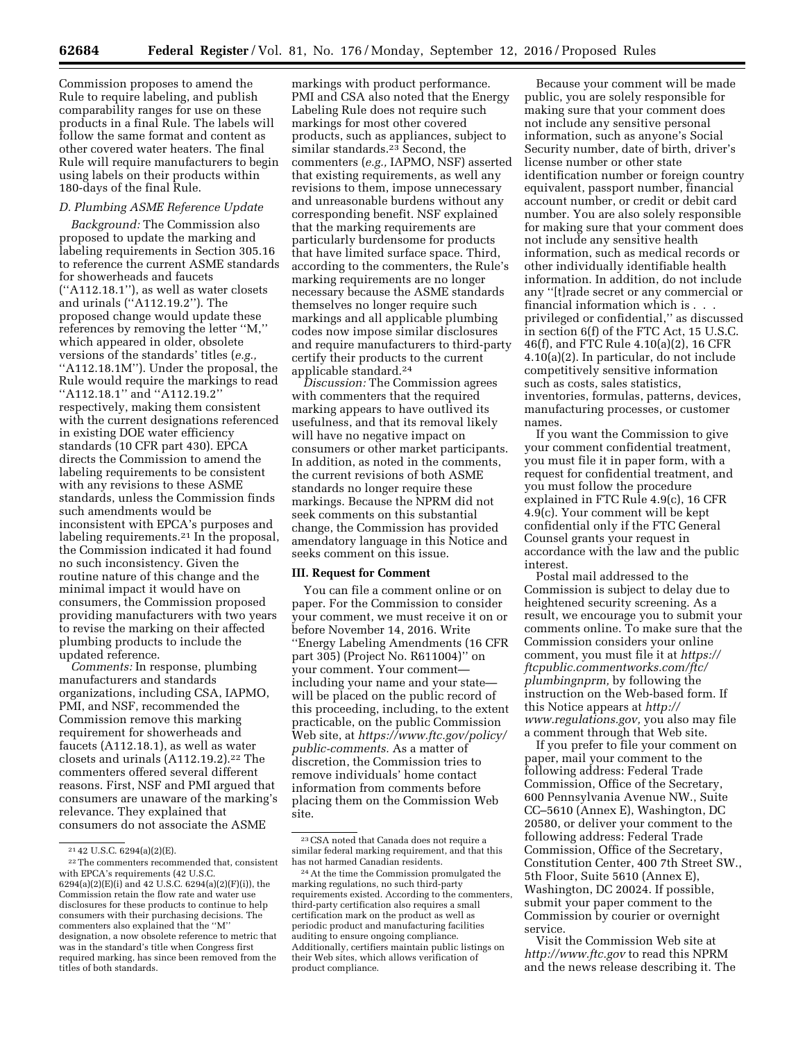Commission proposes to amend the Rule to require labeling, and publish comparability ranges for use on these products in a final Rule. The labels will follow the same format and content as other covered water heaters. The final Rule will require manufacturers to begin using labels on their products within 180-days of the final Rule.

### D. Plumbing ASME Reference Update

*Background:* The Commission also proposed to update the marking and labeling requirements in Section 305.16 to reference the current ASME standards for showerheads and faucets (''A112.18.1''), as well as water closets and urinals (''A112.19.2''). The proposed change would update these references by removing the letter ''M,'' which appeared in older, obsolete versions of the standards' titles (*e.g.,* ''A112.18.1M''). Under the proposal, the Rule would require the markings to read ''A112.18.1'' and ''A112.19.2'' respectively, making them consistent with the current designations referenced in existing DOE water efficiency standards (10 CFR part 430). EPCA directs the Commission to amend the labeling requirements to be consistent with any revisions to these ASME standards, unless the Commission finds such amendments would be inconsistent with EPCA's purposes and labeling requirements.[21] In the proposal, the Commission indicated it had found no such inconsistency. Given the routine nature of this change and the minimal impact it would have on consumers, the Commission proposed providing manufacturers with two years to revise the marking on their affected plumbing products to include the updated reference.

*Comments:* In response, plumbing manufacturers and standards organizations, including CSA, IAPMO, PMI, and NSF, recommended the Commission remove this marking requirement for showerheads and faucets (A112.18.1), as well as water closets and urinals (A112.19.2).[22] The commenters offered several different reasons. First, NSF and PMI argued that consumers are unaware of the marking's relevance. They explained that consumers do not associate the ASME markings with product performance. PMI and CSA also noted that the Energy Labeling Rule does not require such markings for most other covered products, such as appliances, subject to similar standards.[23] Second, the commenters (*e.g.,* IAPMO, NSF) asserted that existing requirements, as well any revisions to them, impose unnecessary and unreasonable burdens without any corresponding benefit. NSF explained that the marking requirements are particularly burdensome for products that have limited surface space. Third, according to the commenters, the Rule's marking requirements are no longer necessary because the ASME standards themselves no longer require such markings and all applicable plumbing codes now impose similar disclosures and require manufacturers to third-party certify their products to the current applicable standard.[24]

*Discussion:* The Commission agrees with commenters that the required marking appears to have outlived its usefulness, and that its removal likely will have no negative impact on consumers or other market participants. In addition, as noted in the comments, the current revisions of both ASME standards no longer require these markings. Because the NPRM did not seek comments on this substantial change, the Commission has provided amendatory language in this Notice and seeks comment on this issue.

## III. Request for Comment

You can file a comment online or on paper. For the Commission to consider your comment, we must receive it on or before November 14, 2016. Write ''Energy Labeling Amendments (16 CFR part 305) (Project No. R611004)'' on your comment. Your comment—including your name and your state—will be placed on the public record of this proceeding, including, to the extent practicable, on the public Commission Web site, at *https://www.ftc.gov/policy/public-comments.* As a matter of discretion, the Commission tries to remove individuals' home contact information from comments before placing them on the Commission Web site.

Because your comment will be made public, you are solely responsible for making sure that your comment does not include any sensitive personal information, such as anyone's Social Security number, date of birth, driver's license number or other state identification number or foreign country equivalent, passport number, financial account number, or credit or debit card number. You are also solely responsible for making sure that your comment does not include any sensitive health information, such as medical records or other individually identifiable health information. In addition, do not include any ''[t]rade secret or any commercial or financial information which is . . . privileged or confidential,'' as discussed in section 6(f) of the FTC Act, 15 U.S.C. 46(f), and FTC Rule 4.10(a)(2), 16 CFR 4.10(a)(2). In particular, do not include competitively sensitive information such as costs, sales statistics, inventories, formulas, patterns, devices, manufacturing processes, or customer names.

If you want the Commission to give your comment confidential treatment, you must file it in paper form, with a request for confidential treatment, and you must follow the procedure explained in FTC Rule 4.9(c), 16 CFR 4.9(c). Your comment will be kept confidential only if the FTC General Counsel grants your request in accordance with the law and the public interest.

Postal mail addressed to the Commission is subject to delay due to heightened security screening. As a result, we encourage you to submit your comments online. To make sure that the Commission considers your online comment, you must file it at *https://ftcpublic.commentworks.com/ftc/plumbingnprm,* by following the instruction on the Web-based form. If this Notice appears at *http://www.regulations.gov,* you also may file a comment through that Web site.

If you prefer to file your comment on paper, mail your comment to the following address: Federal Trade Commission, Office of the Secretary, 600 Pennsylvania Avenue NW., Suite CC–5610 (Annex E), Washington, DC 20580, or deliver your comment to the following address: Federal Trade Commission, Office of the Secretary, Constitution Center, 400 7th Street SW., 5th Floor, Suite 5610 (Annex E), Washington, DC 20024. If possible, submit your paper comment to the Commission by courier or overnight service.

Visit the Commission Web site at *http://www.ftc.gov* to read this NPRM and the news release describing it. The

---

[21] 42 U.S.C. 6294(a)(2)(E).

[22] The commenters recommended that, consistent with EPCA's requirements (42 U.S.C. 6294(a)(2)(E)(i) and 42 U.S.C. 6294(a)(2)(F)(i)), the Commission retain the flow rate and water use disclosures for these products to continue to help consumers with their purchasing decisions. The commenters also explained that the ''M'' designation, a now obsolete reference to metric that was in the standard's title when Congress first required marking, has since been removed from the titles of both standards.

[23] CSA noted that Canada does not require a similar federal marking requirement, and that this has not harmed Canadian residents.

[24] At the time the Commission promulgated the marking regulations, no such third-party requirements existed. According to the commenters, third-party certification also requires a small certification mark on the product as well as periodic product and manufacturing facilities auditing to ensure ongoing compliance. Additionally, certifiers maintain public listings on their Web sites, which allows verification of product compliance.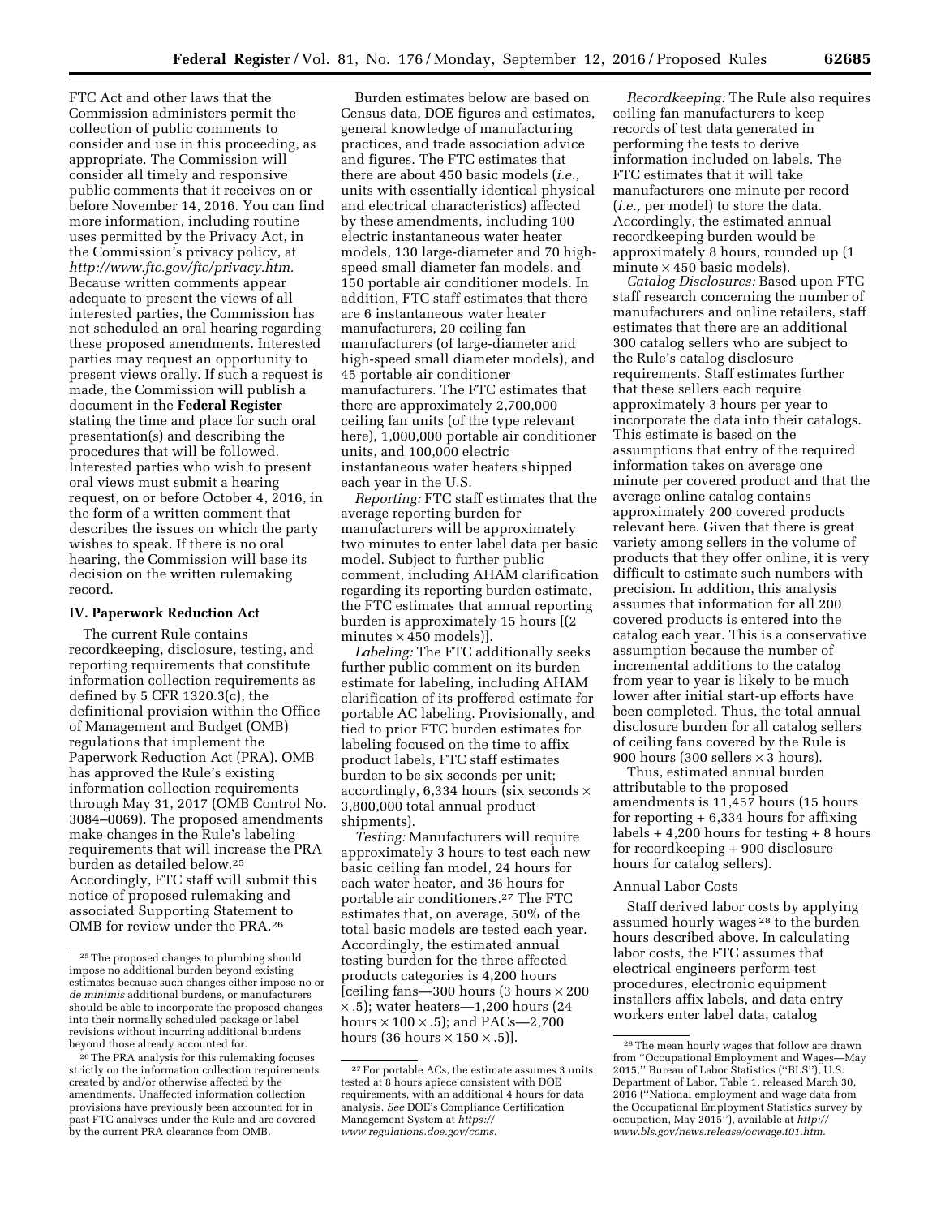FTC Act and other laws that the Commission administers permit the collection of public comments to consider and use in this proceeding, as appropriate. The Commission will consider all timely and responsive public comments that it receives on or before November 14, 2016. You can find more information, including routine uses permitted by the Privacy Act, in the Commission's privacy policy, at *http://www.ftc.gov/ftc/privacy.htm.* Because written comments appear adequate to present the views of all interested parties, the Commission has not scheduled an oral hearing regarding these proposed amendments. Interested parties may request an opportunity to present views orally. If such a request is made, the Commission will publish a document in the **Federal Register** stating the time and place for such oral presentation(s) and describing the procedures that will be followed. Interested parties who wish to present oral views must submit a hearing request, on or before October 4, 2016, in the form of a written comment that describes the issues on which the party wishes to speak. If there is no oral hearing, the Commission will base its decision on the written rulemaking record.

## IV. Paperwork Reduction Act

The current Rule contains recordkeeping, disclosure, testing, and reporting requirements that constitute information collection requirements as defined by 5 CFR 1320.3(c), the definitional provision within the Office of Management and Budget (OMB) regulations that implement the Paperwork Reduction Act (PRA). OMB has approved the Rule's existing information collection requirements through May 31, 2017 (OMB Control No. 3084–0069). The proposed amendments make changes in the Rule's labeling requirements that will increase the PRA burden as detailed below.[25] Accordingly, FTC staff will submit this notice of proposed rulemaking and associated Supporting Statement to OMB for review under the PRA.[26]

Burden estimates below are based on Census data, DOE figures and estimates, general knowledge of manufacturing practices, and trade association advice and figures. The FTC estimates that there are about 450 basic models (*i.e.,* units with essentially identical physical and electrical characteristics) affected by these amendments, including 100 electric instantaneous water heater models, 130 large-diameter and 70 high-speed small diameter fan models, and 150 portable air conditioner models. In addition, FTC staff estimates that there are 6 instantaneous water heater manufacturers, 20 ceiling fan manufacturers (of large-diameter and high-speed small diameter models), and 45 portable air conditioner manufacturers. The FTC estimates that there are approximately 2,700,000 ceiling fan units (of the type relevant here), 1,000,000 portable air conditioner units, and 100,000 electric instantaneous water heaters shipped each year in the U.S.

*Reporting:* FTC staff estimates that the average reporting burden for manufacturers will be approximately two minutes to enter label data per basic model. Subject to further public comment, including AHAM clarification regarding its reporting burden estimate, the FTC estimates that annual reporting burden is approximately 15 hours [(2 minutes × 450 models)].

*Labeling:* The FTC additionally seeks further public comment on its burden estimate for labeling, including AHAM clarification of its proffered estimate for portable AC labeling. Provisionally, and tied to prior FTC burden estimates for labeling focused on the time to affix product labels, FTC staff estimates burden to be six seconds per unit; accordingly, 6,334 hours (six seconds × 3,800,000 total annual product shipments).

*Testing:* Manufacturers will require approximately 3 hours to test each new basic ceiling fan model, 24 hours for each water heater, and 36 hours for portable air conditioners.[27] The FTC estimates that, on average, 50% of the total basic models are tested each year. Accordingly, the estimated annual testing burden for the three affected products categories is 4,200 hours [ceiling fans—300 hours (3 hours × 200 × .5); water heaters—1,200 hours (24 hours × 100 × .5); and PACs—2,700 hours (36 hours × 150 × .5)].

*Recordkeeping:* The Rule also requires ceiling fan manufacturers to keep records of test data generated in performing the tests to derive information included on labels. The FTC estimates that it will take manufacturers one minute per record (*i.e.,* per model) to store the data. Accordingly, the estimated annual recordkeeping burden would be approximately 8 hours, rounded up (1 minute × 450 basic models).

*Catalog Disclosures:* Based upon FTC staff research concerning the number of manufacturers and online retailers, staff estimates that there are an additional 300 catalog sellers who are subject to the Rule's catalog disclosure requirements. Staff estimates further that these sellers each require approximately 3 hours per year to incorporate the data into their catalogs. This estimate is based on the assumptions that entry of the required information takes on average one minute per covered product and that the average online catalog contains approximately 200 covered products relevant here. Given that there is great variety among sellers in the volume of products that they offer online, it is very difficult to estimate such numbers with precision. In addition, this analysis assumes that information for all 200 covered products is entered into the catalog each year. This is a conservative assumption because the number of incremental additions to the catalog from year to year is likely to be much lower after initial start-up efforts have been completed. Thus, the total annual disclosure burden for all catalog sellers of ceiling fans covered by the Rule is 900 hours (300 sellers × 3 hours).

Thus, estimated annual burden attributable to the proposed amendments is 11,457 hours (15 hours for reporting + 6,334 for affixing labels + 4,200 hours for testing + 8 hours for recordkeeping + 900 disclosure hours for catalog sellers).

### Annual Labor Costs

Staff derived labor costs by applying assumed hourly wages[28] to the burden hours described above. In calculating labor costs, the FTC assumes that electrical engineers perform test procedures, electronic equipment installers affix labels, and data entry workers enter label data, catalog

---

[25] The proposed changes to plumbing should impose no additional burden beyond existing estimates because such changes either impose no or *de minimis* additional burdens, or manufacturers should be able to incorporate the proposed changes into their normally scheduled package or label revisions without incurring additional burdens beyond those already accounted for.

[26] The PRA analysis for this rulemaking focuses strictly on the information collection requirements created by and/or otherwise affected by the amendments. Unaffected information collection provisions have previously been accounted for in past FTC analyses under the Rule and are covered by the current PRA clearance from OMB.

[27] For portable ACs, the estimate assumes 3 units tested at 8 hours apiece consistent with DOE requirements, with an additional 4 hours for data analysis. *See* DOE's Compliance Certification Management System at *https://www.regulations.doe.gov/ccms.*

[28] The mean hourly wages that follow are drawn from ''Occupational Employment and Wages—May 2015,'' Bureau of Labor Statistics (''BLS''), U.S. Department of Labor, Table 1, released March 30, 2016 (''National employment and wage data from the Occupational Employment Statistics survey by occupation, May 2015''), available at *http://www.bls.gov/news.release/ocwage.t01.htm.*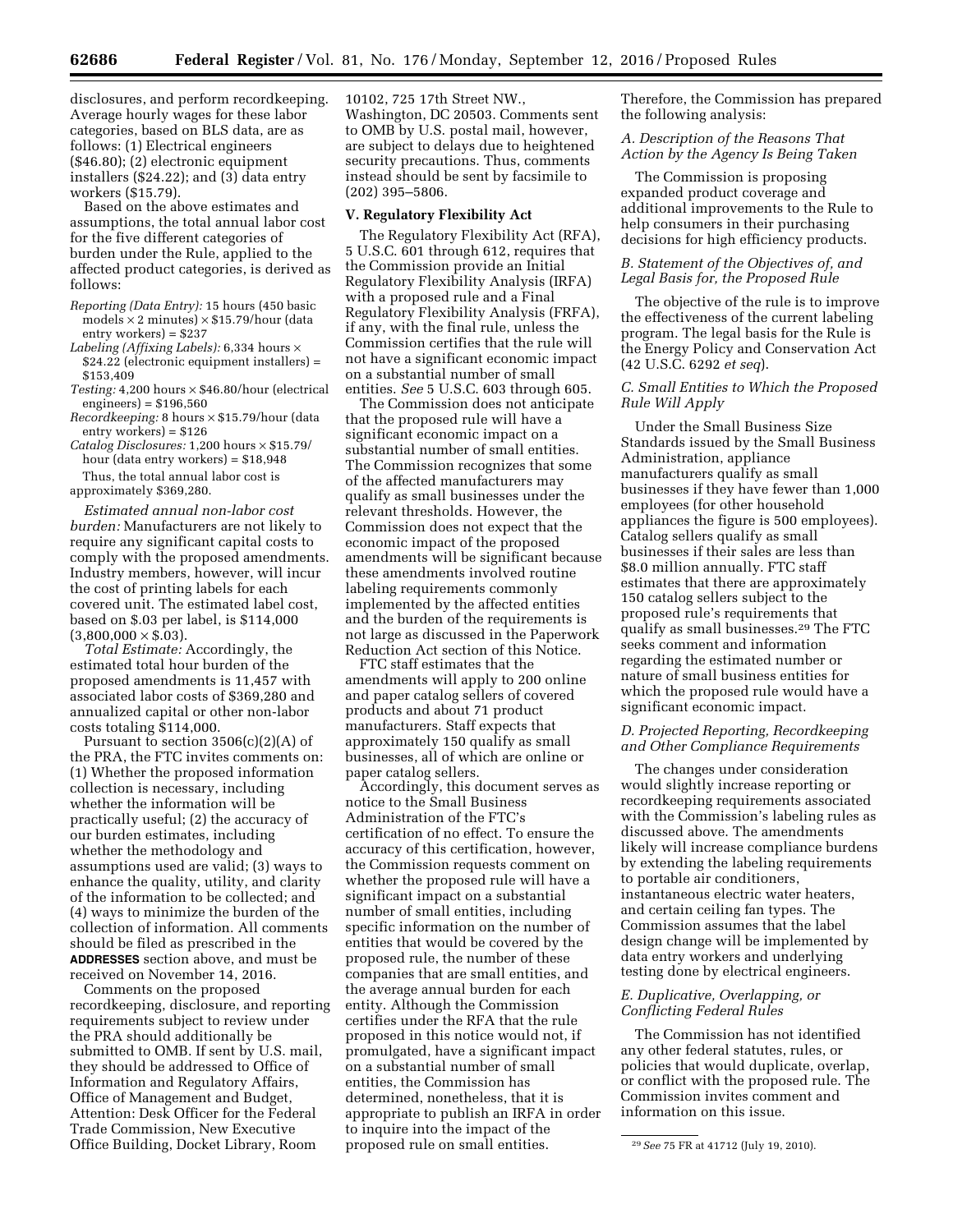disclosures, and perform recordkeeping. Average hourly wages for these labor categories, based on BLS data, are as follows: (1) Electrical engineers ($46.80); (2) electronic equipment installers ($24.22); and (3) data entry workers ($15.79).

Based on the above estimates and assumptions, the total annual labor cost for the five different categories of burden under the Rule, applied to the affected product categories, is derived as follows:

*Reporting (Data Entry):* 15 hours (450 basic models × 2 minutes) × $15.79/hour (data entry workers) = $237

*Labeling (Affixing Labels):* 6,334 hours × $24.22 (electronic equipment installers) = $153,409

*Testing:* 4,200 hours × $46.80/hour (electrical engineers) = $196,560

*Recordkeeping:* 8 hours × $15.79/hour (data entry workers) = $126

*Catalog Disclosures:* 1,200 hours × $15.79/hour (data entry workers) = $18,948

Thus, the total annual labor cost is approximately $369,280.

*Estimated annual non-labor cost burden:* Manufacturers are not likely to require any significant capital costs to comply with the proposed amendments. Industry members, however, will incur the cost of printing labels for each covered unit. The estimated label cost, based on $.03 per label, is $114,000 (3,800,000 × $.03).

*Total Estimate:* Accordingly, the estimated total hour burden of the proposed amendments is 11,457 with associated labor costs of $369,280 and annualized capital or other non-labor costs totaling $114,000.

Pursuant to section 3506(c)(2)(A) of the PRA, the FTC invites comments on: (1) Whether the proposed information collection is necessary, including whether the information will be practically useful; (2) the accuracy of our burden estimates, including whether the methodology and assumptions used are valid; (3) ways to enhance the quality, utility, and clarity of the information to be collected; and (4) ways to minimize the burden of the collection of information. All comments should be filed as prescribed in the **ADDRESSES** section above, and must be received on November 14, 2016.

Comments on the proposed recordkeeping, disclosure, and reporting requirements subject to review under the PRA should additionally be submitted to OMB. If sent by U.S. mail, they should be addressed to Office of Information and Regulatory Affairs, Office of Management and Budget, Attention: Desk Officer for the Federal Trade Commission, New Executive Office Building, Docket Library, Room 10102, 725 17th Street NW., Washington, DC 20503. Comments sent to OMB by U.S. postal mail, however, are subject to delays due to heightened security precautions. Thus, comments instead should be sent by facsimile to (202) 395–5806.

## V. Regulatory Flexibility Act

The Regulatory Flexibility Act (RFA), 5 U.S.C. 601 through 612, requires that the Commission provide an Initial Regulatory Flexibility Analysis (IRFA) with a proposed rule and a Final Regulatory Flexibility Analysis (FRFA), if any, with the final rule, unless the Commission certifies that the rule will not have a significant economic impact on a substantial number of small entities. *See* 5 U.S.C. 603 through 605.

The Commission does not anticipate that the proposed rule will have a significant economic impact on a substantial number of small entities. The Commission recognizes that some of the affected manufacturers may qualify as small businesses under the relevant thresholds. However, the Commission does not expect that the economic impact of the proposed amendments will be significant because these amendments involved routine labeling requirements commonly implemented by the affected entities and the burden of the requirements is not large as discussed in the Paperwork Reduction Act section of this Notice.

FTC staff estimates that the amendments will apply to 200 online and paper catalog sellers of covered products and about 71 product manufacturers. Staff expects that approximately 150 qualify as small businesses, all of which are online or paper catalog sellers.

Accordingly, this document serves as notice to the Small Business Administration of the FTC's certification of no effect. To ensure the accuracy of this certification, however, the Commission requests comment on whether the proposed rule will have a significant impact on a substantial number of small entities, including specific information on the number of entities that would be covered by the proposed rule, the number of these companies that are small entities, and the average annual burden for each entity. Although the Commission certifies under the RFA that the rule proposed in this notice would not, if promulgated, have a significant impact on a substantial number of small entities, the Commission has determined, nonetheless, that it is appropriate to publish an IRFA in order to inquire into the impact of the proposed rule on small entities. Therefore, the Commission has prepared the following analysis:

### *A. Description of the Reasons That Action by the Agency Is Being Taken*

The Commission is proposing expanded product coverage and additional improvements to the Rule to help consumers in their purchasing decisions for high efficiency products.

### *B. Statement of the Objectives of, and Legal Basis for, the Proposed Rule*

The objective of the rule is to improve the effectiveness of the current labeling program. The legal basis for the Rule is the Energy Policy and Conservation Act (42 U.S.C. 6292 *et seq*).

### *C. Small Entities to Which the Proposed Rule Will Apply*

Under the Small Business Size Standards issued by the Small Business Administration, appliance manufacturers qualify as small businesses if they have fewer than 1,000 employees (for other household appliances the figure is 500 employees). Catalog sellers qualify as small businesses if their sales are less than $8.0 million annually. FTC staff estimates that there are approximately 150 catalog sellers subject to the proposed rule's requirements that qualify as small businesses.[29] The FTC seeks comment and information regarding the estimated number or nature of small business entities for which the proposed rule would have a significant economic impact.

### *D. Projected Reporting, Recordkeeping and Other Compliance Requirements*

The changes under consideration would slightly increase reporting or recordkeeping requirements associated with the Commission's labeling rules as discussed above. The amendments likely will increase compliance burdens by extending the labeling requirements to portable air conditioners, instantaneous electric water heaters, and certain ceiling fan types. The Commission assumes that the label design change will be implemented by data entry workers and underlying testing done by electrical engineers.

### *E. Duplicative, Overlapping, or Conflicting Federal Rules*

The Commission has not identified any other federal statutes, rules, or policies that would duplicate, overlap, or conflict with the proposed rule. The Commission invites comment and information on this issue.

[29] *See* 75 FR at 41712 (July 19, 2010).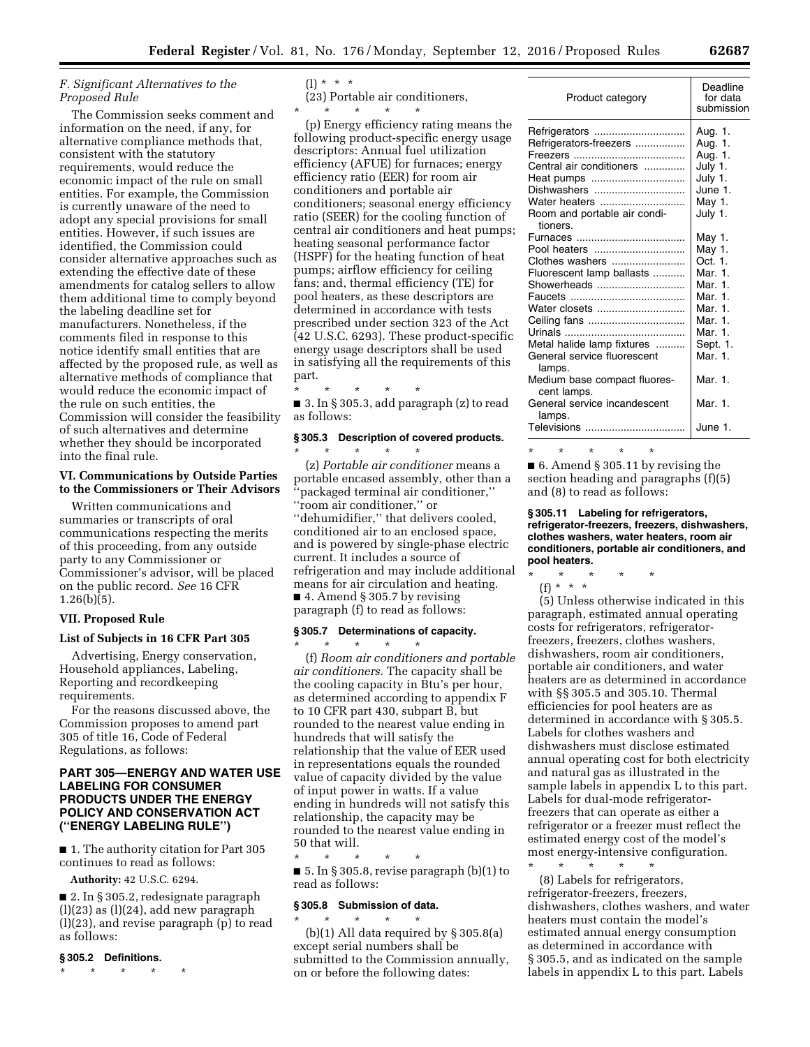### F. Significant Alternatives to the Proposed Rule

The Commission seeks comment and information on the need, if any, for alternative compliance methods that, consistent with the statutory requirements, would reduce the economic impact of the rule on small entities. For example, the Commission is currently unaware of the need to adopt any special provisions for small entities. However, if such issues are identified, the Commission could consider alternative approaches such as extending the effective date of these amendments for catalog sellers to allow them additional time to comply beyond the labeling deadline set for manufacturers. Nonetheless, if the comments filed in response to this notice identify small entities that are affected by the proposed rule, as well as alternative methods of compliance that would reduce the economic impact of the rule on such entities, the Commission will consider the feasibility of such alternatives and determine whether they should be incorporated into the final rule.

## VI. Communications by Outside Parties to the Commissioners or Their Advisors

Written communications and summaries or transcripts of oral communications respecting the merits of this proceeding, from any outside party to any Commissioner or Commissioner's advisor, will be placed on the public record. *See* 16 CFR 1.26(b)(5).

## VII. Proposed Rule

### List of Subjects in 16 CFR Part 305

Advertising, Energy conservation, Household appliances, Labeling, Reporting and recordkeeping requirements.

For the reasons discussed above, the Commission proposes to amend part 305 of title 16, Code of Federal Regulations, as follows:

## PART 305—ENERGY AND WATER USE LABELING FOR CONSUMER PRODUCTS UNDER THE ENERGY POLICY AND CONSERVATION ACT (''ENERGY LABELING RULE'')

■ 1. The authority citation for Part 305 continues to read as follows:

**Authority:** 42 U.S.C. 6294.

■ 2. In § 305.2, redesignate paragraph (l)(23) as (l)(24), add new paragraph (l)(23), and revise paragraph (p) to read as follows:

### § 305.2 Definitions.

\* \* \* \* \*

(l) \* \* \*

(23) Portable air conditioners,

\* \* \* \* \*

(p) Energy efficiency rating means the following product-specific energy usage descriptors: Annual fuel utilization efficiency (AFUE) for furnaces; energy efficiency ratio (EER) for room air conditioners and portable air conditioners; seasonal energy efficiency ratio (SEER) for the cooling function of central air conditioners and heat pumps; heating seasonal performance factor (HSPF) for the heating function of heat pumps; airflow efficiency for ceiling fans; and, thermal efficiency (TE) for pool heaters, as these descriptors are determined in accordance with tests prescribed under section 323 of the Act (42 U.S.C. 6293). These product-specific energy usage descriptors shall be used in satisfying all the requirements of this part.

\* \* \* \* \*

■ 3. In § 305.3, add paragraph (z) to read as follows:

### § 305.3 Description of covered products.

\* \* \* \* \*

(z) *Portable air conditioner* means a portable encased assembly, other than a ''packaged terminal air conditioner,'' ''room air conditioner,'' or ''dehumidifier,'' that delivers cooled, conditioned air to an enclosed space, and is powered by single-phase electric current. It includes a source of refrigeration and may include additional means for air circulation and heating.

■ 4. Amend § 305.7 by revising paragraph (f) to read as follows:

### § 305.7 Determinations of capacity.

\* \* \* \* \*

(f) *Room air conditioners and portable air conditioners.* The capacity shall be the cooling capacity in Btu's per hour, as determined according to appendix F to 10 CFR part 430, subpart B, but rounded to the nearest value ending in hundreds that will satisfy the relationship that the value of EER used in representations equals the rounded value of capacity divided by the value of input power in watts. If a value ending in hundreds will not satisfy this relationship, the capacity may be rounded to the nearest value ending in 50 that will.

\* \* \* \* \*

■ 5. In § 305.8, revise paragraph (b)(1) to read as follows:

### § 305.8 Submission of data.

\* \* \* \* \*

(b)(1) All data required by § 305.8(a) except serial numbers shall be submitted to the Commission annually, on or before the following dates:

| Product category | Deadline for data submission |
|---|---|
| Refrigerators | Aug. 1. |
| Refrigerators-freezers | Aug. 1. |
| Freezers | Aug. 1. |
| Central air conditioners | July 1. |
| Heat pumps | July 1. |
| Dishwashers | June 1. |
| Water heaters | May 1. |
| Room and portable air conditioners. | July 1. |
| Furnaces | May 1. |
| Pool heaters | May 1. |
| Clothes washers | Oct. 1. |
| Fluorescent lamp ballasts | Mar. 1. |
| Showerheads | Mar. 1. |
| Faucets | Mar. 1. |
| Water closets | Mar. 1. |
| Ceiling fans | Mar. 1. |
| Urinals | Mar. 1. |
| Metal halide lamp fixtures | Sept. 1. |
| General service fluorescent lamps. | Mar. 1. |
| Medium base compact fluorescent lamps. | Mar. 1. |
| General service incandescent lamps. | Mar. 1. |
| Televisions | June 1. |

\* \* \* \* \*

■ 6. Amend § 305.11 by revising the section heading and paragraphs (f)(5) and (8) to read as follows:

### § 305.11 Labeling for refrigerators, refrigerator-freezers, freezers, dishwashers, clothes washers, water heaters, room air conditioners, portable air conditioners, and pool heaters.

\* \* \* \* \*

(f) \* \* \*

(5) Unless otherwise indicated in this paragraph, estimated annual operating costs for refrigerators, refrigerator-freezers, freezers, clothes washers, dishwashers, room air conditioners, portable air conditioners, and water heaters are as determined in accordance with §§ 305.5 and 305.10. Thermal efficiencies for pool heaters are as determined in accordance with § 305.5. Labels for clothes washers and dishwashers must disclose estimated annual operating cost for both electricity and natural gas as illustrated in the sample labels in appendix L to this part. Labels for dual-mode refrigerator-freezers that can operate as either a refrigerator or a freezer must reflect the estimated energy cost of the model's most energy-intensive configuration.

\* \* \* \* \*

(8) Labels for refrigerators, refrigerator-freezers, freezers, dishwashers, clothes washers, and water heaters must contain the model's estimated annual energy consumption as determined in accordance with § 305.5, and as indicated on the sample labels in appendix L to this part. Labels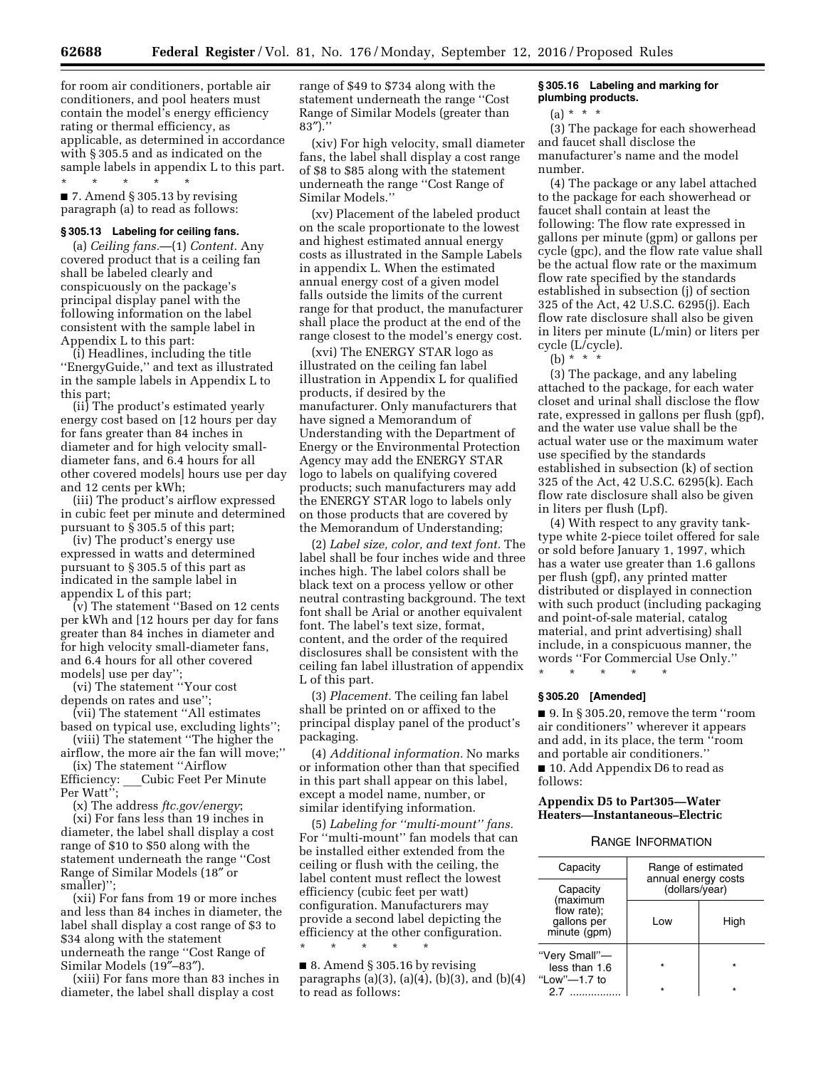for room air conditioners, portable air conditioners, and pool heaters must contain the model's energy efficiency rating or thermal efficiency, as applicable, as determined in accordance with § 305.5 and as indicated on the sample labels in appendix L to this part.

\* \* \* \* \*

■ 7. Amend § 305.13 by revising paragraph (a) to read as follows:

### § 305.13 Labeling for ceiling fans.

(a) *Ceiling fans.*—(1) *Content.* Any covered product that is a ceiling fan shall be labeled clearly and conspicuously on the package's principal display panel with the following information on the label consistent with the sample label in Appendix L to this part:

(i) Headlines, including the title ''EnergyGuide,'' and text as illustrated in the sample labels in Appendix L to this part;

(ii) The product's estimated yearly energy cost based on [12 hours per day for fans greater than 84 inches in diameter and for high velocity small-diameter fans, and 6.4 hours for all other covered models] hours use per day and 12 cents per kWh;

(iii) The product's airflow expressed in cubic feet per minute and determined pursuant to § 305.5 of this part;

(iv) The product's energy use expressed in watts and determined pursuant to § 305.5 of this part as indicated in the sample label in appendix L of this part;

(v) The statement ''Based on 12 cents per kWh and [12 hours per day for fans greater than 84 inches in diameter and for high velocity small-diameter fans, and 6.4 hours for all other covered models] use per day'';

(vi) The statement ''Your cost depends on rates and use'';

(vii) The statement ''All estimates based on typical use, excluding lights'';

(viii) The statement ''The higher the airflow, the more air the fan will move;''

(ix) The statement ''Airflow Efficiency: \_\_\_Cubic Feet Per Minute Per Watt'';

(x) The address *ftc.gov/energy*;

(xi) For fans less than 19 inches in diameter, the label shall display a cost range of $10 to $50 along with the statement underneath the range ''Cost Range of Similar Models (18″ or smaller)'';

(xii) For fans from 19 or more inches and less than 84 inches in diameter, the label shall display a cost range of $3 to $34 along with the statement underneath the range ''Cost Range of Similar Models (19″–83″).

(xiii) For fans more than 83 inches in diameter, the label shall display a cost range of $49 to $734 along with the statement underneath the range ''Cost Range of Similar Models (greater than 83″).''

(xiv) For high velocity, small diameter fans, the label shall display a cost range of $8 to $85 along with the statement underneath the range ''Cost Range of Similar Models.''

(xv) Placement of the labeled product on the scale proportionate to the lowest and highest estimated annual energy costs as illustrated in the Sample Labels in appendix L. When the estimated annual energy cost of a given model falls outside the limits of the current range for that product, the manufacturer shall place the product at the end of the range closest to the model's energy cost.

(xvi) The ENERGY STAR logo as illustrated on the ceiling fan label illustration in Appendix L for qualified products, if desired by the manufacturer. Only manufacturers that have signed a Memorandum of Understanding with the Department of Energy or the Environmental Protection Agency may add the ENERGY STAR logo to labels on qualifying covered products; such manufacturers may add the ENERGY STAR logo to labels only on those products that are covered by the Memorandum of Understanding;

(2) *Label size, color, and text font.* The label shall be four inches wide and three inches high. The label colors shall be black text on a process yellow or other neutral contrasting background. The text font shall be Arial or another equivalent font. The label's text size, format, content, and the order of the required disclosures shall be consistent with the ceiling fan label illustration of appendix L of this part.

(3) *Placement.* The ceiling fan label shall be printed on or affixed to the principal display panel of the product's packaging.

(4) *Additional information.* No marks or information other than that specified in this part shall appear on this label, except a model name, number, or similar identifying information.

(5) *Labeling for ''multi-mount'' fans.* For ''multi-mount'' fan models that can be installed either extended from the ceiling or flush with the ceiling, the label content must reflect the lowest efficiency (cubic feet per watt) configuration. Manufacturers may provide a second label depicting the efficiency at the other configuration.

\* \* \* \* \*

■ 8. Amend § 305.16 by revising paragraphs (a)(3), (a)(4), (b)(3), and (b)(4) to read as follows:

### § 305.16 Labeling and marking for plumbing products.

(a) \* \* \*

(3) The package for each showerhead and faucet shall disclose the manufacturer's name and the model number.

(4) The package or any label attached to the package for each showerhead or faucet shall contain at least the following: The flow rate expressed in gallons per minute (gpm) or gallons per cycle (gpc), and the flow rate value shall be the actual flow rate or the maximum flow rate specified by the standards established in subsection (j) of section 325 of the Act, 42 U.S.C. 6295(j). Each flow rate disclosure shall also be given in liters per minute (L/min) or liters per cycle (L/cycle).

(b) \* \* \*

(3) The package, and any labeling attached to the package, for each water closet and urinal shall disclose the flow rate, expressed in gallons per flush (gpf), and the water use value shall be the actual water use or the maximum water use specified by the standards established in subsection (k) of section 325 of the Act, 42 U.S.C. 6295(k). Each flow rate disclosure shall also be given in liters per flush (Lpf).

(4) With respect to any gravity tank-type white 2-piece toilet offered for sale or sold before January 1, 1997, which has a water use greater than 1.6 gallons per flush (gpf), any printed matter distributed or displayed in connection with such product (including packaging and point-of-sale material, catalog material, and print advertising) shall include, in a conspicuous manner, the words ''For Commercial Use Only.''

\* \* \* \* \*

### § 305.20 [Amended]

■ 9. In § 305.20, remove the term ''room air conditioners'' wherever it appears and add, in its place, the term ''room and portable air conditioners.''

■ 10. Add Appendix D6 to read as follows:

### Appendix D5 to Part305—Water Heaters—Instantaneous–Electric

RANGE INFORMATION

| Capacity | Range of estimated annual energy costs (dollars/year) | |
|---|---|---|
| Capacity (maximum flow rate); gallons per minute (gpm) | Low | High |
| ''Very Small''—less than 1.6 | * | * |
| ''Low''—1.7 to 2.7 | * | * |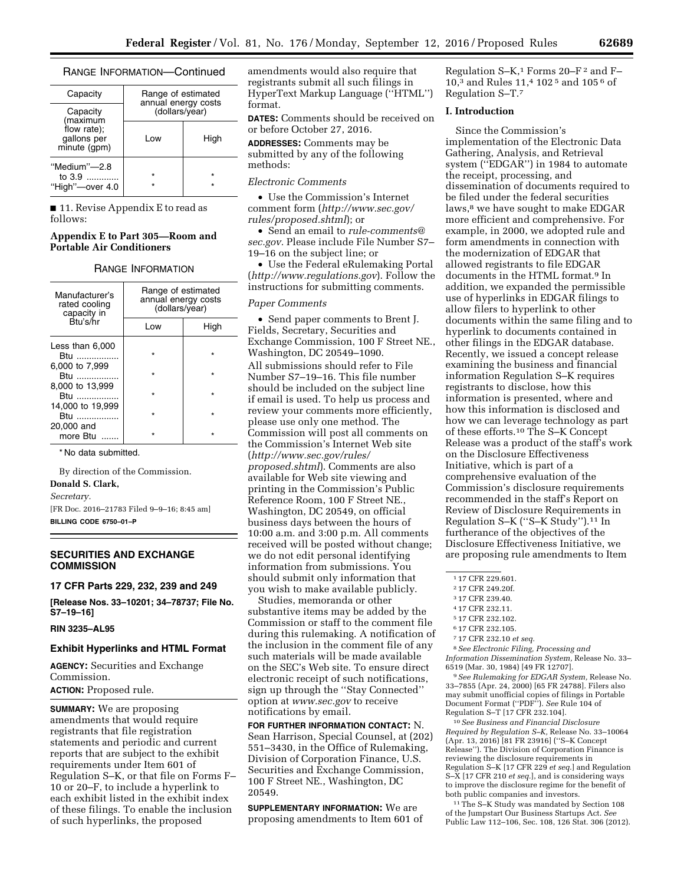RANGE INFORMATION—Continued

| Capacity | Range of estimated annual energy costs (dollars/year) | |
|---|---|---|
| Capacity (maximum flow rate); gallons per minute (gpm) | Low | High |
| "Medium"—2.8 to 3.9 ............ | * | * |
| "High"—over 4.0 | * | * |

■ 11. Revise Appendix E to read as follows:

**Appendix E to Part 305—Room and Portable Air Conditioners**

RANGE INFORMATION

| Manufacturer's rated cooling capacity in Btu's/hr | Range of estimated annual energy costs (dollars/year) | |
|---|---|---|
| | Low | High |
| Less than 6,000 Btu ................. | * | * |
| 6,000 to 7,999 Btu ................. | * | * |
| 8,000 to 13,999 Btu ................. | * | * |
| 14,000 to 19,999 Btu ................. | * | * |
| 20,000 and more Btu ....... | * | * |

* No data submitted.

By direction of the Commission.

**Donald S. Clark,**

*Secretary.*

[FR Doc. 2016–21783 Filed 9–9–16; 8:45 am]

**BILLING CODE 6750–01–P**

## SECURITIES AND EXCHANGE COMMISSION

### 17 CFR Parts 229, 232, 239 and 249

**[Release Nos. 33–10201; 34–78737; File No. S7–19–16]**

**RIN 3235–AL95**

### Exhibit Hyperlinks and HTML Format

**AGENCY:** Securities and Exchange Commission.

**ACTION:** Proposed rule.

**SUMMARY:** We are proposing amendments that would require registrants that file registration statements and periodic and current reports that are subject to the exhibit requirements under Item 601 of Regulation S–K, or that file on Forms F–10 or 20–F, to include a hyperlink to each exhibit listed in the exhibit index of these filings. To enable the inclusion of such hyperlinks, the proposed amendments would also require that registrants submit all such filings in HyperText Markup Language (''HTML'') format.

**DATES:** Comments should be received on or before October 27, 2016.

**ADDRESSES:** Comments may be submitted by any of the following methods:

*Electronic Comments*

- Use the Commission's Internet comment form (*http://www.sec.gov/rules/proposed.shtml*); or
- Send an email to *rule-comments@sec.gov.* Please include File Number S7–19–16 on the subject line; or
- Use the Federal eRulemaking Portal (*http://www.regulations.gov*). Follow the instructions for submitting comments.

*Paper Comments*

- Send paper comments to Brent J. Fields, Secretary, Securities and Exchange Commission, 100 F Street NE., Washington, DC 20549–1090.

All submissions should refer to File Number S7–19–16. This file number should be included on the subject line if email is used. To help us process and review your comments more efficiently, please use only one method. The Commission will post all comments on the Commission's Internet Web site (*http://www.sec.gov/rules/proposed.shtml*). Comments are also available for Web site viewing and printing in the Commission's Public Reference Room, 100 F Street NE., Washington, DC 20549, on official business days between the hours of 10:00 a.m. and 3:00 p.m. All comments received will be posted without change; we do not edit personal identifying information from submissions. You should submit only information that you wish to make available publicly.

Studies, memoranda or other substantive items may be added by the Commission or staff to the comment file during this rulemaking. A notification of the inclusion in the comment file of any such materials will be made available on the SEC's Web site. To ensure direct electronic receipt of such notifications, sign up through the ''Stay Connected'' option at *www.sec.gov* to receive notifications by email.

**FOR FURTHER INFORMATION CONTACT:** N. Sean Harrison, Special Counsel, at (202) 551–3430, in the Office of Rulemaking, Division of Corporation Finance, U.S. Securities and Exchange Commission, 100 F Street NE., Washington, DC 20549.

**SUPPLEMENTARY INFORMATION:** We are proposing amendments to Item 601 of Regulation S–K,[1] Forms 20–F [2] and F–10,[3] and Rules 11,[4] 102 [5] and 105 [6] of Regulation S–T.[7]

### I. Introduction

Since the Commission's implementation of the Electronic Data Gathering, Analysis, and Retrieval system (''EDGAR'') in 1984 to automate the receipt, processing, and dissemination of documents required to be filed under the federal securities laws,[8] we have sought to make EDGAR more efficient and comprehensive. For example, in 2000, we adopted rule and form amendments in connection with the modernization of EDGAR that allowed registrants to file EDGAR documents in the HTML format.[9] In addition, we expanded the permissible use of hyperlinks in EDGAR filings to allow filers to hyperlink to other documents within the same filing and to hyperlink to documents contained in other filings in the EDGAR database. Recently, we issued a concept release examining the business and financial information Regulation S–K requires registrants to disclose, how this information is presented, where and how this information is disclosed and how we can leverage technology as part of these efforts.[10] The S–K Concept Release was a product of the staff's work on the Disclosure Effectiveness Initiative, which is part of a comprehensive evaluation of the Commission's disclosure requirements recommended in the staff's Report on Review of Disclosure Requirements in Regulation S–K (''S–K Study'').[11] In furtherance of the objectives of the Disclosure Effectiveness Initiative, we are proposing rule amendments to Item

[1] 17 CFR 229.601.

[2] 17 CFR 249.20f.

[3] 17 CFR 239.40.

[4] 17 CFR 232.11.

[5] 17 CFR 232.102.

[6] 17 CFR 232.105.

[7] 17 CFR 232.10 *et seq.*

[8] *See Electronic Filing, Processing and Information Dissemination System,* Release No. 33–6519 (Mar. 30, 1984) [49 FR 12707].

[9] *See Rulemaking for EDGAR System,* Release No. 33–7855 (Apr. 24, 2000) [65 FR 24788]. Filers also may submit unofficial copies of filings in Portable Document Format (''PDF''). *See* Rule 104 of Regulation S–T [17 CFR 232.104].

[10] *See Business and Financial Disclosure Required by Regulation S–K,* Release No. 33–10064 (Apr. 13, 2016) [81 FR 23916] (''S–K Concept Release''). The Division of Corporation Finance is reviewing the disclosure requirements in Regulation S–K [17 CFR 229 *et seq.*] and Regulation S–X [17 CFR 210 *et seq.*], and is considering ways to improve the disclosure regime for the benefit of both public companies and investors.

[11] The S–K Study was mandated by Section 108 of the Jumpstart Our Business Startups Act. *See* Public Law 112–106, Sec. 108, 126 Stat. 306 (2012).